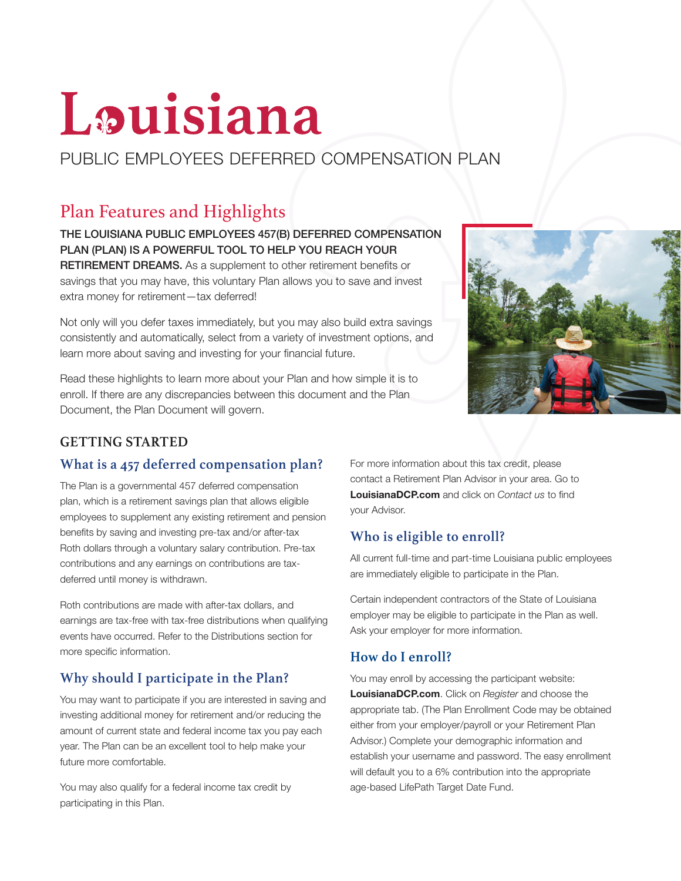# Louisiana

PUBLIC EMPLOYEES DEFERRED COMPENSATION PLAN

## Plan Features and Highlights

**THE LOUISIANA PUBLIC EMPLOYEES 457(B) DEFERRED COMPENSATION PLAN (PLAN) IS A POWERFUL TOOL TO HELP YOU REACH YOUR RETIREMENT DREAMS.** As a supplement to other retirement benefits or savings that you may have, this voluntary Plan allows you to save and invest extra money for retirement—tax deferred!

Not only will you defer taxes immediately, but you may also build extra savings consistently and automatically, select from a variety of investment options, and learn more about saving and investing for your financial future.

Read these highlights to learn more about your Plan and how simple it is to enroll. If there are any discrepancies between this document and the Plan Document, the Plan Document will govern.

## GETTING STARTED

### What is a 457 deferred compensation plan?

The Plan is a governmental 457 deferred compensation plan, which is a retirement savings plan that allows eligible employees to supplement any existing retirement and pension benefits by saving and investing pre-tax and/or after-tax Roth dollars through a voluntary salary contribution. Pre-tax contributions and any earnings on contributions are tax-deferred until money is withdrawn.

Roth contributions are made with after-tax dollars, and earnings are tax-free with tax-free distributions when qualifying events have occurred. Refer to the Distributions section for more specific information.

### Why should I participate in the Plan?

You may want to participate if you are interested in saving and investing additional money for retirement and/or reducing the amount of current state and federal income tax you pay each year. The Plan can be an excellent tool to help make your future more comfortable.

You may also qualify for a federal income tax credit by participating in this Plan.

For more information about this tax credit, please contact a Retirement Plan Advisor in your area. Go to **LouisianaDCP.com** and click on *Contact us* to find your Advisor.

### Who is eligible to enroll?

All current full-time and part-time Louisiana public employees are immediately eligible to participate in the Plan.

Certain independent contractors of the State of Louisiana employer may be eligible to participate in the Plan as well. Ask your employer for more information.

### How do I enroll?

You may enroll by accessing the participant website: **LouisianaDCP.com**. Click on *Register* and choose the appropriate tab. (The Plan Enrollment Code may be obtained either from your employer/payroll or your Retirement Plan Advisor.) Complete your demographic information and establish your username and password. The easy enrollment will default you to a 6% contribution into the appropriate age-based LifePath Target Date Fund.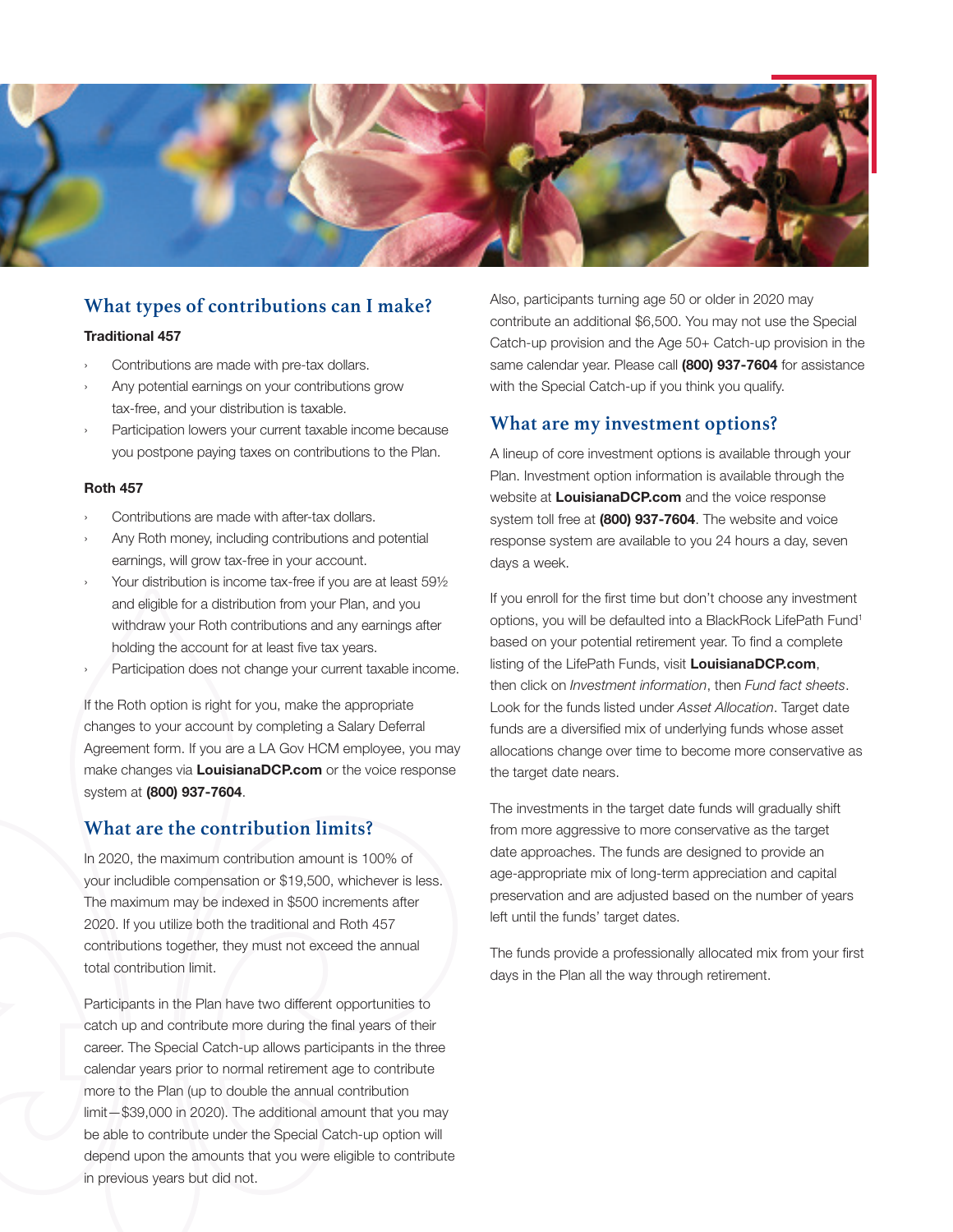## What types of contributions can I make?

### Traditional 457

- Contributions are made with pre-tax dollars.
- Any potential earnings on your contributions grow tax-free, and your distribution is taxable.
- Participation lowers your current taxable income because you postpone paying taxes on contributions to the Plan.

### Roth 457

- Contributions are made with after-tax dollars.
- Any Roth money, including contributions and potential earnings, will grow tax-free in your account.
- Your distribution is income tax-free if you are at least 59½ and eligible for a distribution from your Plan, and you withdraw your Roth contributions and any earnings after holding the account for at least five tax years.
- Participation does not change your current taxable income.

If the Roth option is right for you, make the appropriate changes to your account by completing a Salary Deferral Agreement form. If you are a LA Gov HCM employee, you may make changes via **LouisianaDCP.com** or the voice response system at **(800) 937-7604**.

## What are the contribution limits?

In 2020, the maximum contribution amount is 100% of your includible compensation or $19,500, whichever is less. The maximum may be indexed in $500 increments after 2020. If you utilize both the traditional and Roth 457 contributions together, they must not exceed the annual total contribution limit.

Participants in the Plan have two different opportunities to catch up and contribute more during the final years of their career. The Special Catch-up allows participants in the three calendar years prior to normal retirement age to contribute more to the Plan (up to double the annual contribution limit—$39,000 in 2020). The additional amount that you may be able to contribute under the Special Catch-up option will depend upon the amounts that you were eligible to contribute in previous years but did not.

Also, participants turning age 50 or older in 2020 may contribute an additional $6,500. You may not use the Special Catch-up provision and the Age 50+ Catch-up provision in the same calendar year. Please call **(800) 937-7604** for assistance with the Special Catch-up if you think you qualify.

## What are my investment options?

A lineup of core investment options is available through your Plan. Investment option information is available through the website at **LouisianaDCP.com** and the voice response system toll free at **(800) 937-7604**. The website and voice response system are available to you 24 hours a day, seven days a week.

If you enroll for the first time but don't choose any investment options, you will be defaulted into a BlackRock LifePath Fund[1] based on your potential retirement year. To find a complete listing of the LifePath Funds, visit **LouisianaDCP.com**, then click on *Investment information*, then *Fund fact sheets*. Look for the funds listed under *Asset Allocation*. Target date funds are a diversified mix of underlying funds whose asset allocations change over time to become more conservative as the target date nears.

The investments in the target date funds will gradually shift from more aggressive to more conservative as the target date approaches. The funds are designed to provide an age-appropriate mix of long-term appreciation and capital preservation and are adjusted based on the number of years left until the funds' target dates.

The funds provide a professionally allocated mix from your first days in the Plan all the way through retirement.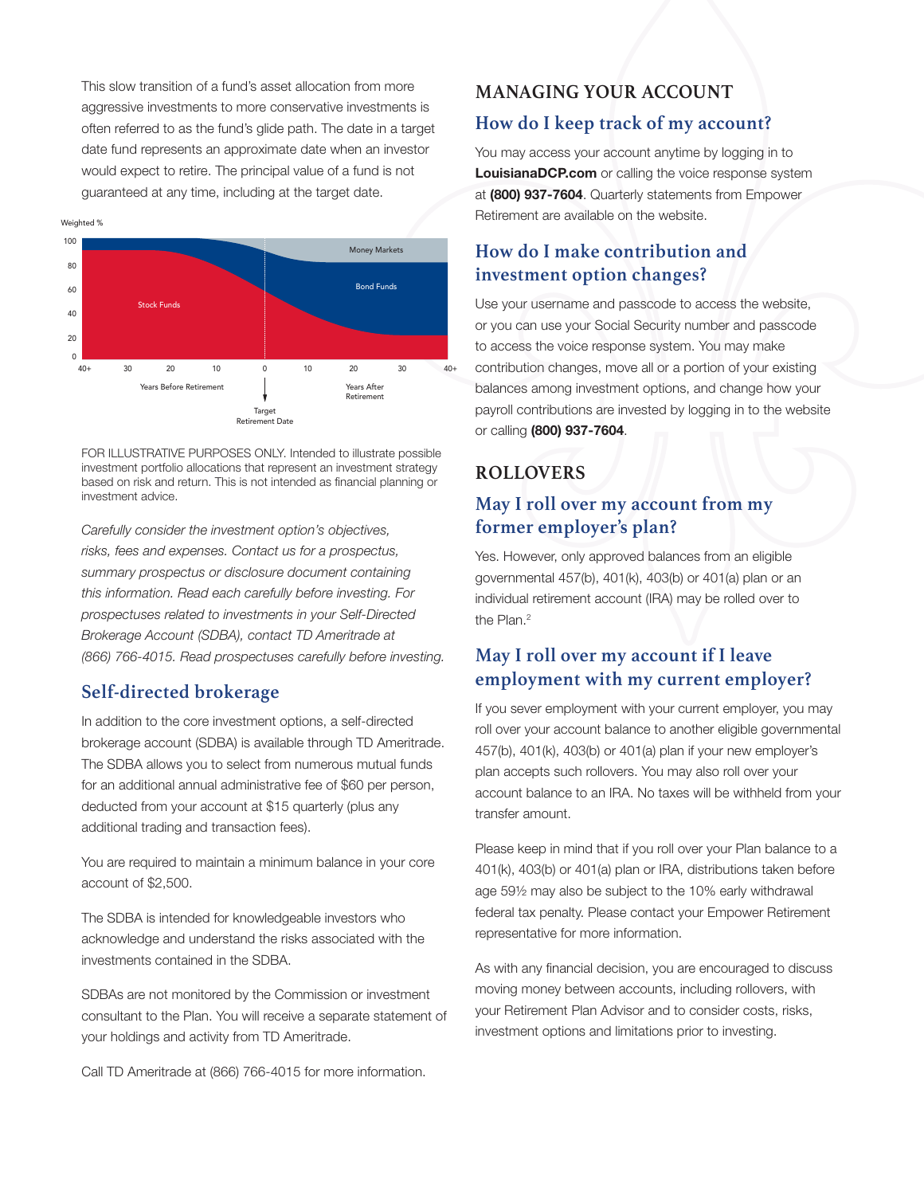This slow transition of a fund's asset allocation from more aggressive investments to more conservative investments is often referred to as the fund's glide path. The date in a target date fund represents an approximate date when an investor would expect to retire. The principal value of a fund is not guaranteed at any time, including at the target date.

Weighted %

100
80
60
40
20
0

Money Markets
Bond Funds
Stock Funds

40+ 30 20 10 0 10 20 30 40+

Years Before Retirement
Target Retirement Date
Years After Retirement

FOR ILLUSTRATIVE PURPOSES ONLY. Intended to illustrate possible investment portfolio allocations that represent an investment strategy based on risk and return. This is not intended as financial planning or investment advice.

*Carefully consider the investment option's objectives, risks, fees and expenses. Contact us for a prospectus, summary prospectus or disclosure document containing this information. Read each carefully before investing. For prospectuses related to investments in your Self-Directed Brokerage Account (SDBA), contact TD Ameritrade at (866) 766-4015. Read prospectuses carefully before investing.*

## Self-directed brokerage

In addition to the core investment options, a self-directed brokerage account (SDBA) is available through TD Ameritrade. The SDBA allows you to select from numerous mutual funds for an additional annual administrative fee of $60 per person, deducted from your account at $15 quarterly (plus any additional trading and transaction fees).

You are required to maintain a minimum balance in your core account of $2,500.

The SDBA is intended for knowledgeable investors who acknowledge and understand the risks associated with the investments contained in the SDBA.

SDBAs are not monitored by the Commission or investment consultant to the Plan. You will receive a separate statement of your holdings and activity from TD Ameritrade.

Call TD Ameritrade at (866) 766-4015 for more information.

# MANAGING YOUR ACCOUNT

## How do I keep track of my account?

You may access your account anytime by logging in to **LouisianaDCP.com** or calling the voice response system at **(800) 937-7604**. Quarterly statements from Empower Retirement are available on the website.

## How do I make contribution and investment option changes?

Use your username and passcode to access the website, or you can use your Social Security number and passcode to access the voice response system. You may make contribution changes, move all or a portion of your existing balances among investment options, and change how your payroll contributions are invested by logging in to the website or calling **(800) 937-7604**.

# ROLLOVERS

## May I roll over my account from my former employer's plan?

Yes. However, only approved balances from an eligible governmental 457(b), 401(k), 403(b) or 401(a) plan or an individual retirement account (IRA) may be rolled over to the Plan.[2]

## May I roll over my account if I leave employment with my current employer?

If you sever employment with your current employer, you may roll over your account balance to another eligible governmental 457(b), 401(k), 403(b) or 401(a) plan if your new employer's plan accepts such rollovers. You may also roll over your account balance to an IRA. No taxes will be withheld from your transfer amount.

Please keep in mind that if you roll over your Plan balance to a 401(k), 403(b) or 401(a) plan or IRA, distributions taken before age 59½ may also be subject to the 10% early withdrawal federal tax penalty. Please contact your Empower Retirement representative for more information.

As with any financial decision, you are encouraged to discuss moving money between accounts, including rollovers, with your Retirement Plan Advisor and to consider costs, risks, investment options and limitations prior to investing.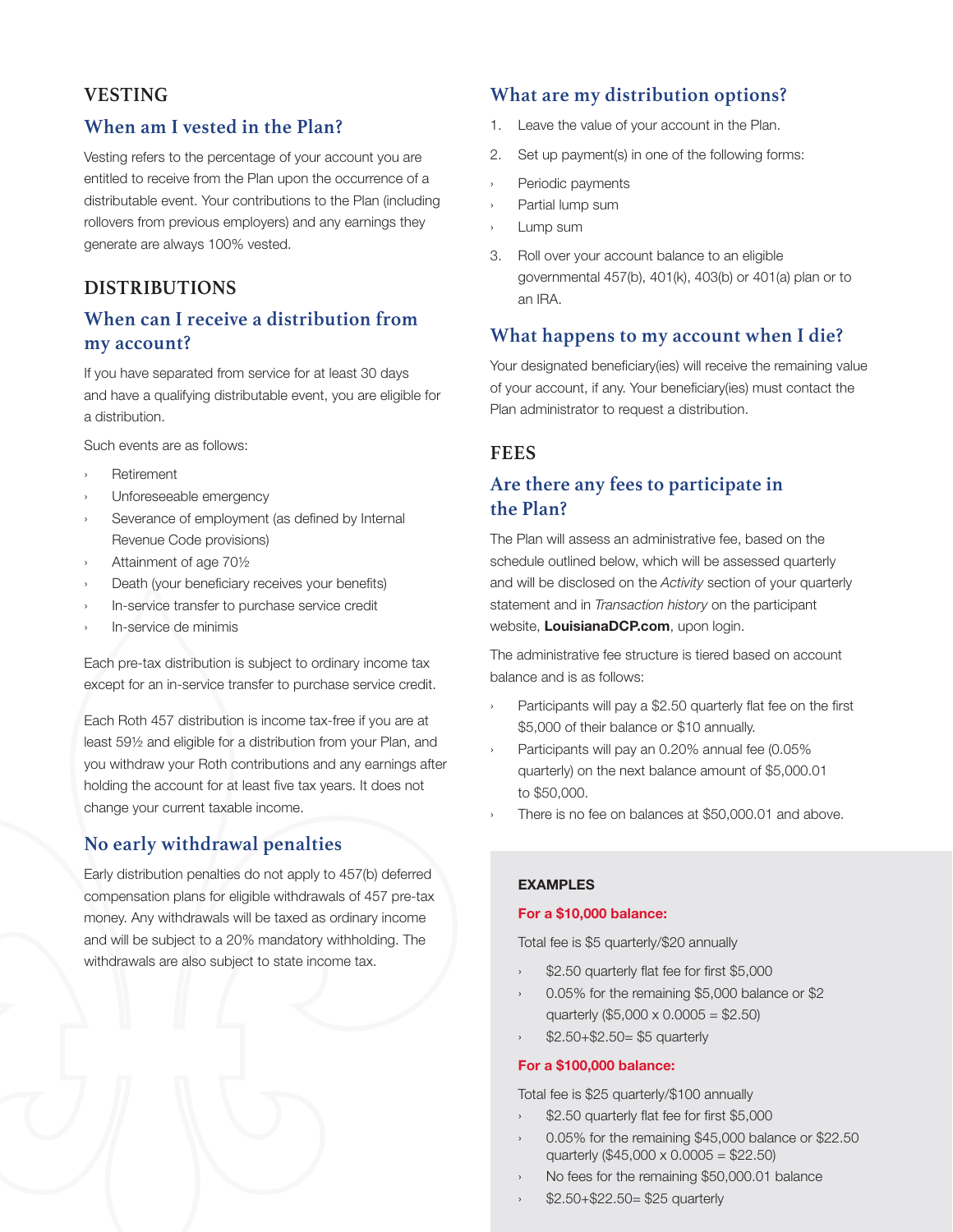## VESTING

### When am I vested in the Plan?

Vesting refers to the percentage of your account you are entitled to receive from the Plan upon the occurrence of a distributable event. Your contributions to the Plan (including rollovers from previous employers) and any earnings they generate are always 100% vested.

## DISTRIBUTIONS

### When can I receive a distribution from my account?

If you have separated from service for at least 30 days and have a qualifying distributable event, you are eligible for a distribution.

Such events are as follows:

- Retirement
- Unforeseeable emergency
- Severance of employment (as defined by Internal Revenue Code provisions)
- Attainment of age 70½
- Death (your beneficiary receives your benefits)
- In-service transfer to purchase service credit
- In-service de minimis

Each pre-tax distribution is subject to ordinary income tax except for an in-service transfer to purchase service credit.

Each Roth 457 distribution is income tax-free if you are at least 59½ and eligible for a distribution from your Plan, and you withdraw your Roth contributions and any earnings after holding the account for at least five tax years. It does not change your current taxable income.

### No early withdrawal penalties

Early distribution penalties do not apply to 457(b) deferred compensation plans for eligible withdrawals of 457 pre-tax money. Any withdrawals will be taxed as ordinary income and will be subject to a 20% mandatory withholding. The withdrawals are also subject to state income tax.

### What are my distribution options?

1. Leave the value of your account in the Plan.
2. Set up payment(s) in one of the following forms:
   - Periodic payments
   - Partial lump sum
   - Lump sum
3. Roll over your account balance to an eligible governmental 457(b), 401(k), 403(b) or 401(a) plan or to an IRA.

### What happens to my account when I die?

Your designated beneficiary(ies) will receive the remaining value of your account, if any. Your beneficiary(ies) must contact the Plan administrator to request a distribution.

## FEES

### Are there any fees to participate in the Plan?

The Plan will assess an administrative fee, based on the schedule outlined below, which will be assessed quarterly and will be disclosed on the *Activity* section of your quarterly statement and in *Transaction history* on the participant website, **LouisianaDCP.com**, upon login.

The administrative fee structure is tiered based on account balance and is as follows:

- Participants will pay a $2.50 quarterly flat fee on the first $5,000 of their balance or $10 annually.
- Participants will pay an 0.20% annual fee (0.05% quarterly) on the next balance amount of $5,000.01 to $50,000.
- There is no fee on balances at $50,000.01 and above.

**EXAMPLES**

**For a $10,000 balance:**

Total fee is $5 quarterly/$20 annually

- $2.50 quarterly flat fee for first $5,000
- 0.05% for the remaining $5,000 balance or $2 quarterly ($5,000 x 0.0005 = $2.50)
- $2.50+$2.50= $5 quarterly

**For a $100,000 balance:**

Total fee is $25 quarterly/$100 annually

- $2.50 quarterly flat fee for first $5,000
- 0.05% for the remaining $45,000 balance or $22.50 quarterly ($45,000 x 0.0005 = $22.50)
- No fees for the remaining $50,000.01 balance
- $2.50+$22.50= $25 quarterly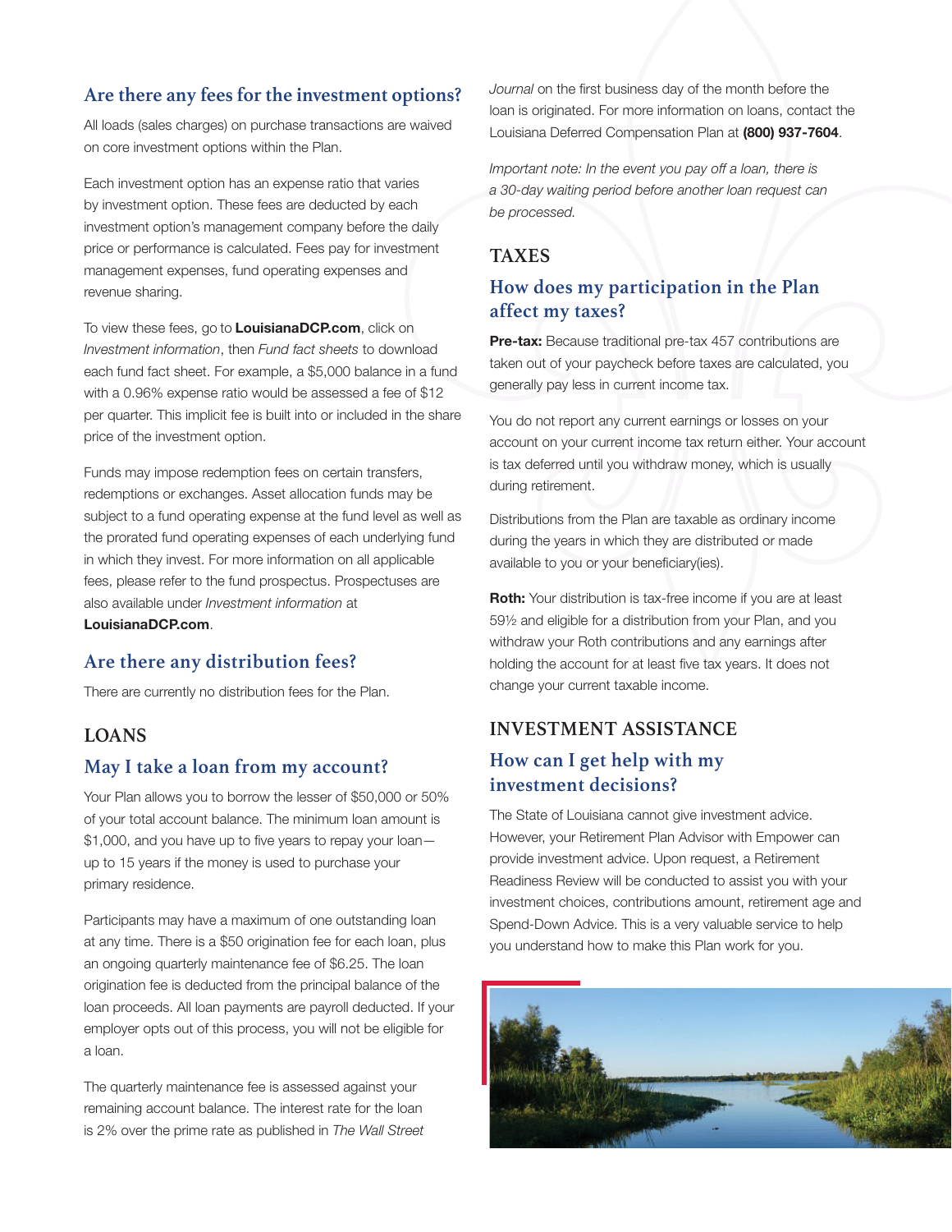## Are there any fees for the investment options?

All loads (sales charges) on purchase transactions are waived on core investment options within the Plan.

Each investment option has an expense ratio that varies by investment option. These fees are deducted by each investment option's management company before the daily price or performance is calculated. Fees pay for investment management expenses, fund operating expenses and revenue sharing.

To view these fees, go to **LouisianaDCP.com**, click on *Investment information*, then *Fund fact sheets* to download each fund fact sheet. For example, a $5,000 balance in a fund with a 0.96% expense ratio would be assessed a fee of $12 per quarter. This implicit fee is built into or included in the share price of the investment option.

Funds may impose redemption fees on certain transfers, redemptions or exchanges. Asset allocation funds may be subject to a fund operating expense at the fund level as well as the prorated fund operating expenses of each underlying fund in which they invest. For more information on all applicable fees, please refer to the fund prospectus. Prospectuses are also available under *Investment information* at **LouisianaDCP.com**.

## Are there any distribution fees?

There are currently no distribution fees for the Plan.

# LOANS

## May I take a loan from my account?

Your Plan allows you to borrow the lesser of $50,000 or 50% of your total account balance. The minimum loan amount is $1,000, and you have up to five years to repay your loan—up to 15 years if the money is used to purchase your primary residence.

Participants may have a maximum of one outstanding loan at any time. There is a $50 origination fee for each loan, plus an ongoing quarterly maintenance fee of $6.25. The loan origination fee is deducted from the principal balance of the loan proceeds. All loan payments are payroll deducted. If your employer opts out of this process, you will not be eligible for a loan.

The quarterly maintenance fee is assessed against your remaining account balance. The interest rate for the loan is 2% over the prime rate as published in *The Wall Street Journal* on the first business day of the month before the loan is originated. For more information on loans, contact the Louisiana Deferred Compensation Plan at **(800) 937-7604**.

*Important note: In the event you pay off a loan, there is a 30-day waiting period before another loan request can be processed.*

# TAXES

## How does my participation in the Plan affect my taxes?

**Pre-tax:** Because traditional pre-tax 457 contributions are taken out of your paycheck before taxes are calculated, you generally pay less in current income tax.

You do not report any current earnings or losses on your account on your current income tax return either. Your account is tax deferred until you withdraw money, which is usually during retirement.

Distributions from the Plan are taxable as ordinary income during the years in which they are distributed or made available to you or your beneficiary(ies).

**Roth:** Your distribution is tax-free income if you are at least 59½ and eligible for a distribution from your Plan, and you withdraw your Roth contributions and any earnings after holding the account for at least five tax years. It does not change your current taxable income.

# INVESTMENT ASSISTANCE

## How can I get help with my investment decisions?

The State of Louisiana cannot give investment advice. However, your Retirement Plan Advisor with Empower can provide investment advice. Upon request, a Retirement Readiness Review will be conducted to assist you with your investment choices, contributions amount, retirement age and Spend-Down Advice. This is a very valuable service to help you understand how to make this Plan work for you.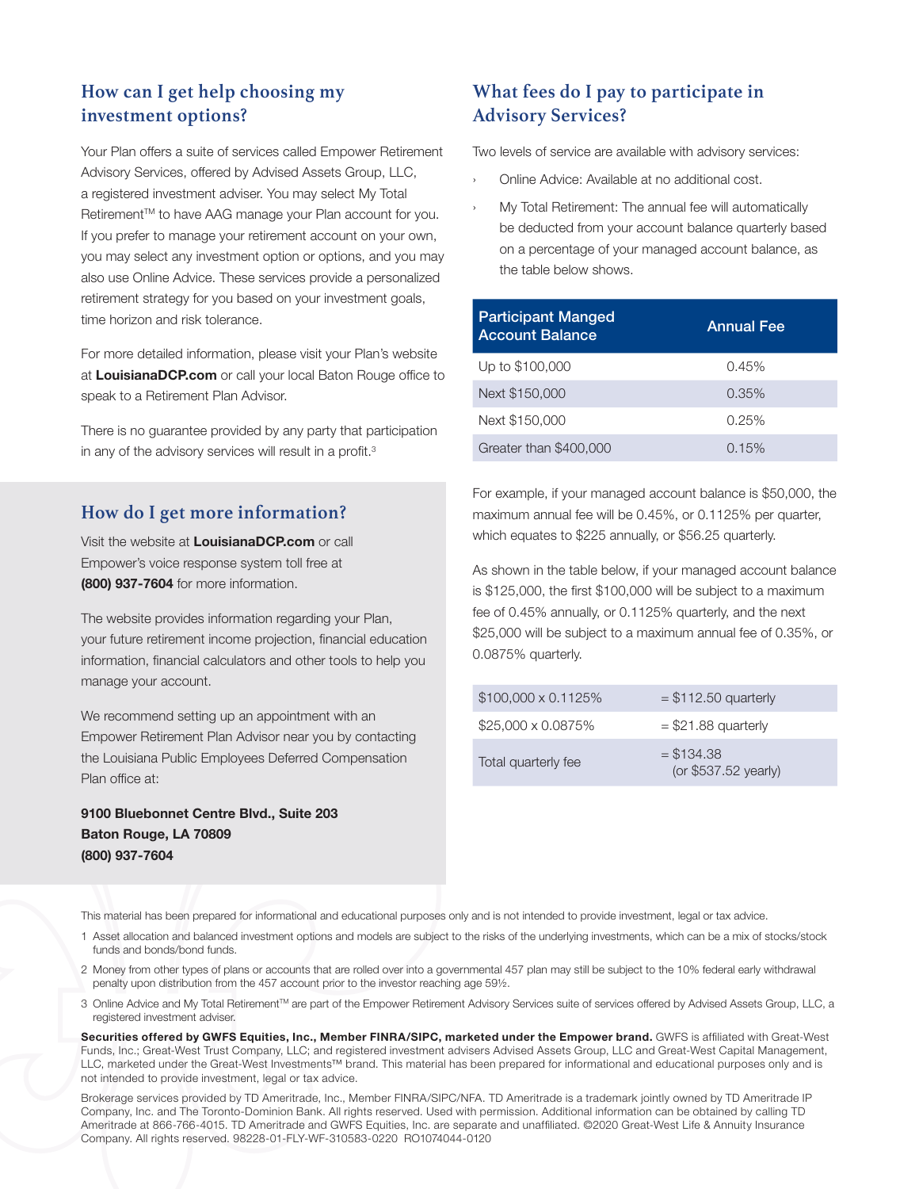## How can I get help choosing my investment options?

Your Plan offers a suite of services called Empower Retirement Advisory Services, offered by Advised Assets Group, LLC, a registered investment adviser. You may select My Total Retirement™ to have AAG manage your Plan account for you. If you prefer to manage your retirement account on your own, you may select any investment option or options, and you may also use Online Advice. These services provide a personalized retirement strategy for you based on your investment goals, time horizon and risk tolerance.

For more detailed information, please visit your Plan's website at **LouisianaDCP.com** or call your local Baton Rouge office to speak to a Retirement Plan Advisor.

There is no guarantee provided by any party that participation in any of the advisory services will result in a profit.[3]

## How do I get more information?

Visit the website at **LouisianaDCP.com** or call Empower's voice response system toll free at **(800) 937-7604** for more information.

The website provides information regarding your Plan, your future retirement income projection, financial education information, financial calculators and other tools to help you manage your account.

We recommend setting up an appointment with an Empower Retirement Plan Advisor near you by contacting the Louisiana Public Employees Deferred Compensation Plan office at:

**9100 Bluebonnet Centre Blvd., Suite 203**
**Baton Rouge, LA 70809**
**(800) 937-7604**

## What fees do I pay to participate in Advisory Services?

Two levels of service are available with advisory services:

- Online Advice: Available at no additional cost.
- My Total Retirement: The annual fee will automatically be deducted from your account balance quarterly based on a percentage of your managed account balance, as the table below shows.

| Participant Manged Account Balance | Annual Fee |
| --- | --- |
| Up to $100,000 | 0.45% |
| Next $150,000 | 0.35% |
| Next $150,000 | 0.25% |
| Greater than $400,000 | 0.15% |

For example, if your managed account balance is $50,000, the maximum annual fee will be 0.45%, or 0.1125% per quarter, which equates to $225 annually, or $56.25 quarterly.

As shown in the table below, if your managed account balance is $125,000, the first $100,000 will be subject to a maximum fee of 0.45% annually, or 0.1125% quarterly, and the next $25,000 will be subject to a maximum annual fee of 0.35%, or 0.0875% quarterly.

| | |
| --- | --- |
| $100,000 x 0.1125% | = $112.50 quarterly |
| $25,000 x 0.0875% | = $21.88 quarterly |
| Total quarterly fee | = $134.38 (or $537.52 yearly) |

This material has been prepared for informational and educational purposes only and is not intended to provide investment, legal or tax advice.

1 Asset allocation and balanced investment options and models are subject to the risks of the underlying investments, which can be a mix of stocks/stock funds and bonds/bond funds.

2 Money from other types of plans or accounts that are rolled over into a governmental 457 plan may still be subject to the 10% federal early withdrawal penalty upon distribution from the 457 account prior to the investor reaching age 59½.

3 Online Advice and My Total Retirement™ are part of the Empower Retirement Advisory Services suite of services offered by Advised Assets Group, LLC, a registered investment adviser.

**Securities offered by GWFS Equities, Inc., Member FINRA/SIPC, marketed under the Empower brand.** GWFS is affiliated with Great-West Funds, Inc.; Great-West Trust Company, LLC; and registered investment advisers Advised Assets Group, LLC and Great-West Capital Management, LLC, marketed under the Great-West Investments™ brand. This material has been prepared for informational and educational purposes only and is not intended to provide investment, legal or tax advice.

Brokerage services provided by TD Ameritrade, Inc., Member FINRA/SIPC/NFA. TD Ameritrade is a trademark jointly owned by TD Ameritrade IP Company, Inc. and The Toronto-Dominion Bank. All rights reserved. Used with permission. Additional information can be obtained by calling TD Ameritrade at 866-766-4015. TD Ameritrade and GWFS Equities, Inc. are separate and unaffiliated. ©2020 Great-West Life & Annuity Insurance Company. All rights reserved. 98228-01-FLY-WF-310583-0220 RO1074044-0120